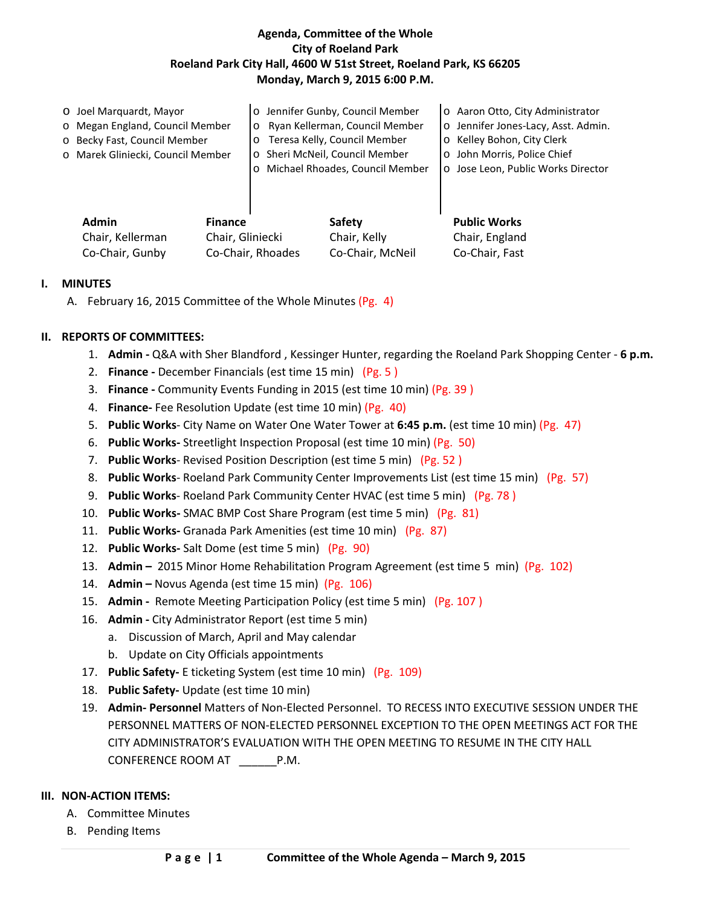# Agenda, Committee of the Whole
## City of Roeland Park
## Roeland Park City Hall, 4600 W 51st Street, Roeland Park, KS 66205
## Monday, March 9, 2015 6:00 P.M.

- o Joel Marquardt, Mayor
- o Megan England, Council Member
- o Becky Fast, Council Member
- o Marek Gliniecki, Council Member
- o Jennifer Gunby, Council Member
- o Ryan Kellerman, Council Member
- o Teresa Kelly, Council Member
- o Sheri McNeil, Council Member
- o Michael Rhoades, Council Member
- o Aaron Otto, City Administrator
- o Jennifer Jones-Lacy, Asst. Admin.
- o Kelley Bohon, City Clerk
- o John Morris, Police Chief
- o Jose Leon, Public Works Director

| **Admin** | **Finance** | **Safety** | **Public Works** |
|---|---|---|---|
| Chair, Kellerman | Chair, Gliniecki | Chair, Kelly | Chair, England |
| Co-Chair, Gunby | Co-Chair, Rhoades | Co-Chair, McNeil | Co-Chair, Fast |

**I. MINUTES**

A. February 16, 2015 Committee of the Whole Minutes (Pg. 4)

**II. REPORTS OF COMMITTEES:**

1. **Admin -** Q&A with Sher Blandford , Kessinger Hunter, regarding the Roeland Park Shopping Center - **6 p.m.**
2. **Finance -** December Financials (est time 15 min) (Pg. 5 )
3. **Finance -** Community Events Funding in 2015 (est time 10 min) (Pg. 39 )
4. **Finance-** Fee Resolution Update (est time 10 min) (Pg. 40)
5. **Public Works**- City Name on Water One Water Tower at **6:45 p.m.** (est time 10 min) (Pg. 47)
6. **Public Works-** Streetlight Inspection Proposal (est time 10 min) (Pg. 50)
7. **Public Works**- Revised Position Description (est time 5 min) (Pg. 52 )
8. **Public Works**- Roeland Park Community Center Improvements List (est time 15 min) (Pg. 57)
9. **Public Works**- Roeland Park Community Center HVAC (est time 5 min) (Pg. 78 )
10. **Public Works-** SMAC BMP Cost Share Program (est time 5 min) (Pg. 81)
11. **Public Works-** Granada Park Amenities (est time 10 min) (Pg. 87)
12. **Public Works-** Salt Dome (est time 5 min) (Pg. 90)
13. **Admin –** 2015 Minor Home Rehabilitation Program Agreement (est time 5 min) (Pg. 102)
14. **Admin –** Novus Agenda (est time 15 min) (Pg. 106)
15. **Admin -** Remote Meeting Participation Policy (est time 5 min) (Pg. 107 )
16. **Admin -** City Administrator Report (est time 5 min)
    a. Discussion of March, April and May calendar
    b. Update on City Officials appointments
17. **Public Safety-** E ticketing System (est time 10 min) (Pg. 109)
18. **Public Safety-** Update (est time 10 min)
19. **Admin- Personnel** Matters of Non-Elected Personnel. TO RECESS INTO EXECUTIVE SESSION UNDER THE PERSONNEL MATTERS OF NON-ELECTED PERSONNEL EXCEPTION TO THE OPEN MEETINGS ACT FOR THE CITY ADMINISTRATOR'S EVALUATION WITH THE OPEN MEETING TO RESUME IN THE CITY HALL CONFERENCE ROOM AT ______P.M.

**III. NON-ACTION ITEMS:**

A. Committee Minutes

B. Pending Items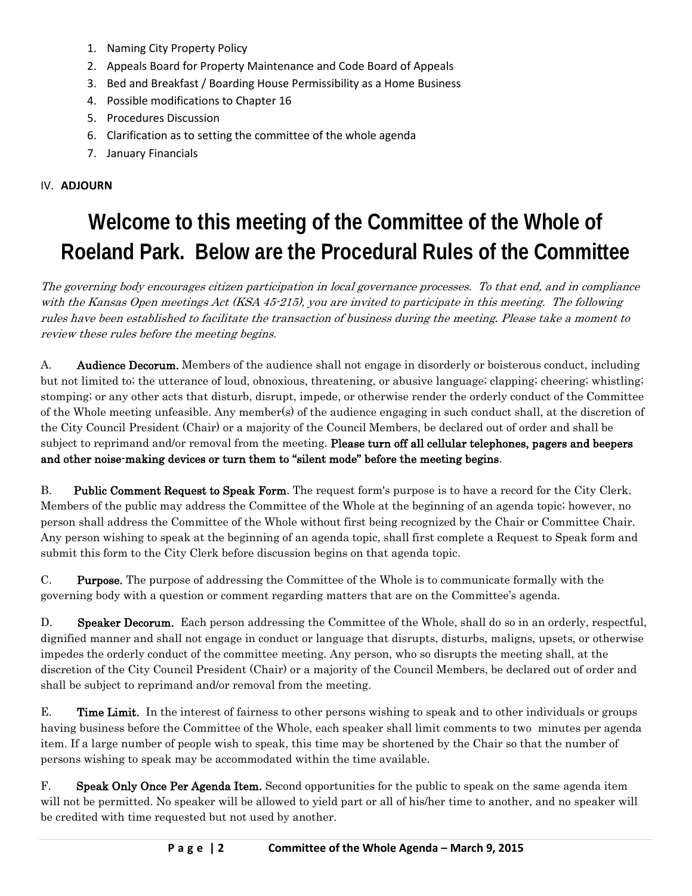1. Naming City Property Policy
2. Appeals Board for Property Maintenance and Code Board of Appeals
3. Bed and Breakfast / Boarding House Permissibility as a Home Business
4. Possible modifications to Chapter 16
5. Procedures Discussion
6. Clarification as to setting the committee of the whole agenda
7. January Financials

IV. **ADJOURN**

# Welcome to this meeting of the Committee of the Whole of Roeland Park. Below are the Procedural Rules of the Committee

*The governing body encourages citizen participation in local governance processes. To that end, and in compliance with the Kansas Open meetings Act (KSA 45-215), you are invited to participate in this meeting. The following rules have been established to facilitate the transaction of business during the meeting. Please take a moment to review these rules before the meeting begins.*

A. **Audience Decorum.** Members of the audience shall not engage in disorderly or boisterous conduct, including but not limited to; the utterance of loud, obnoxious, threatening, or abusive language; clapping; cheering; whistling; stomping; or any other acts that disturb, disrupt, impede, or otherwise render the orderly conduct of the Committee of the Whole meeting unfeasible. Any member(s) of the audience engaging in such conduct shall, at the discretion of the City Council President (Chair) or a majority of the Council Members, be declared out of order and shall be subject to reprimand and/or removal from the meeting. **Please turn off all cellular telephones, pagers and beepers and other noise-making devices or turn them to "silent mode" before the meeting begins**.

B. **Public Comment Request to Speak Form**. The request form's purpose is to have a record for the City Clerk. Members of the public may address the Committee of the Whole at the beginning of an agenda topic; however, no person shall address the Committee of the Whole without first being recognized by the Chair or Committee Chair. Any person wishing to speak at the beginning of an agenda topic, shall first complete a Request to Speak form and submit this form to the City Clerk before discussion begins on that agenda topic.

C. **Purpose.** The purpose of addressing the Committee of the Whole is to communicate formally with the governing body with a question or comment regarding matters that are on the Committee's agenda.

D. **Speaker Decorum.** Each person addressing the Committee of the Whole, shall do so in an orderly, respectful, dignified manner and shall not engage in conduct or language that disrupts, disturbs, maligns, upsets, or otherwise impedes the orderly conduct of the committee meeting. Any person, who so disrupts the meeting shall, at the discretion of the City Council President (Chair) or a majority of the Council Members, be declared out of order and shall be subject to reprimand and/or removal from the meeting.

E. **Time Limit.** In the interest of fairness to other persons wishing to speak and to other individuals or groups having business before the Committee of the Whole, each speaker shall limit comments to two minutes per agenda item. If a large number of people wish to speak, this time may be shortened by the Chair so that the number of persons wishing to speak may be accommodated within the time available.

F. **Speak Only Once Per Agenda Item.** Second opportunities for the public to speak on the same agenda item will not be permitted. No speaker will be allowed to yield part or all of his/her time to another, and no speaker will be credited with time requested but not used by another.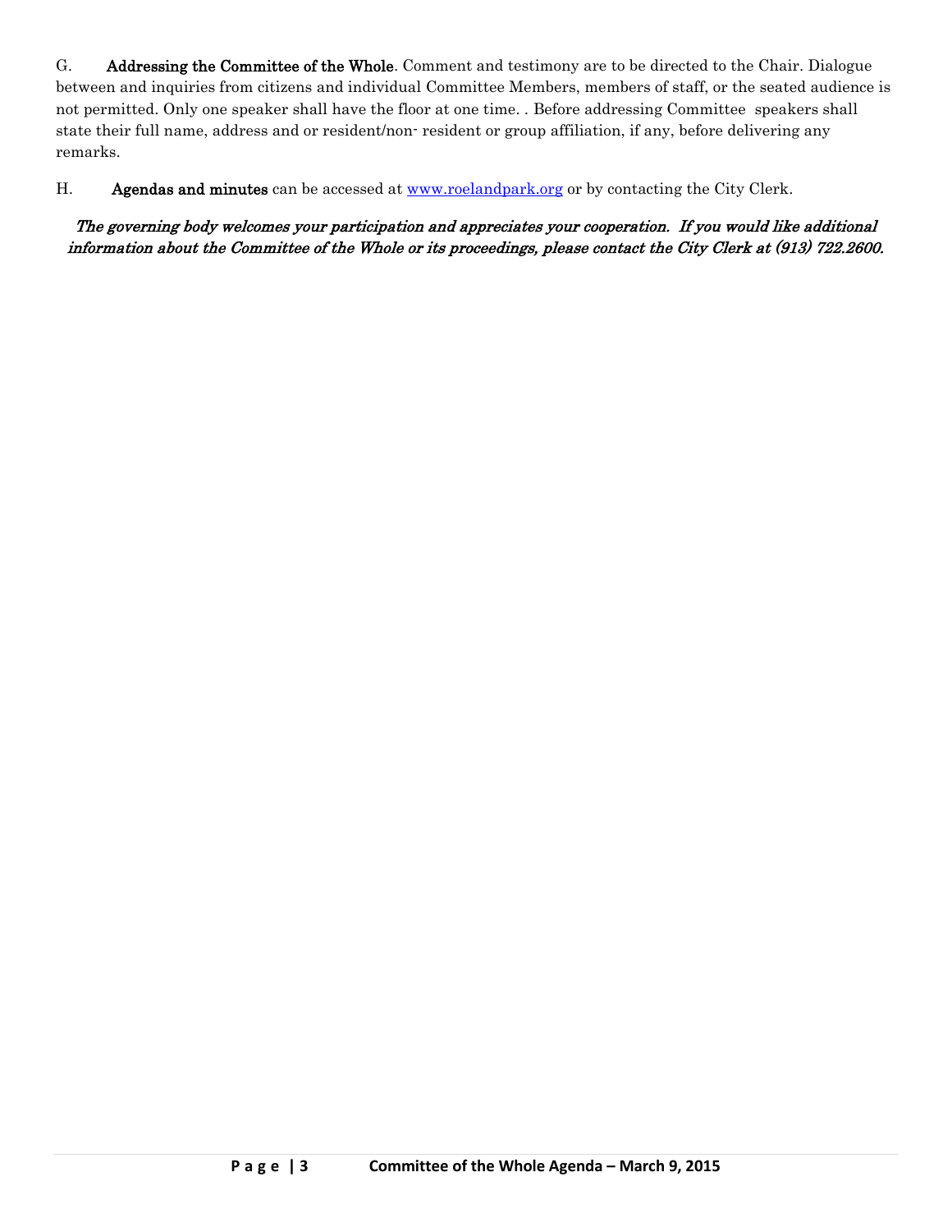G. **Addressing the Committee of the Whole**. Comment and testimony are to be directed to the Chair. Dialogue between and inquiries from citizens and individual Committee Members, members of staff, or the seated audience is not permitted. Only one speaker shall have the floor at one time. . Before addressing Committee speakers shall state their full name, address and or resident/non- resident or group affiliation, if any, before delivering any remarks.

H. **Agendas and minutes** can be accessed at [www.roelandpark.org](http://www.roelandpark.org) or by contacting the City Clerk.

***The governing body welcomes your participation and appreciates your cooperation. If you would like additional information about the Committee of the Whole or its proceedings, please contact the City Clerk at (913) 722.2600.***